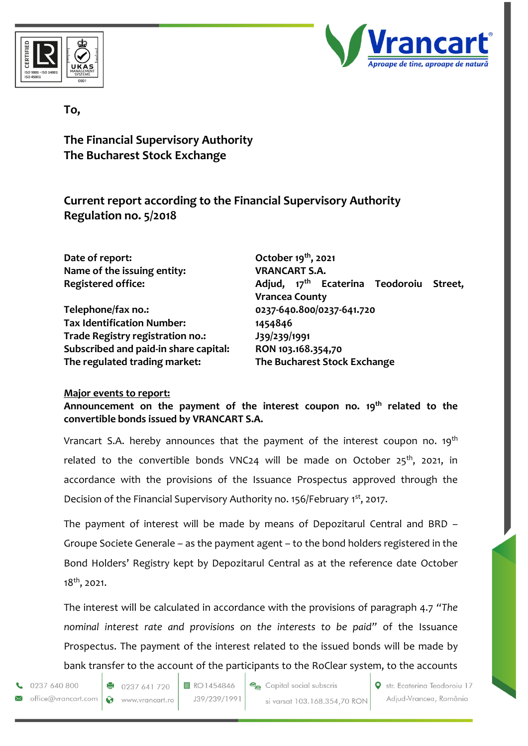To,

**The Financial Supervisory Authority**
**The Bucharest Stock Exchange**

## Current report according to the Financial Supervisory Authority Regulation no. 5/2018

| | |
|---|---|
| **Date of report:** | **October 19th, 2021** |
| **Name of the issuing entity:** | **VRANCART S.A.** |
| **Registered office:** | **Adjud, 17th Ecaterina Teodoroiu Street, Vrancea County** |
| **Telephone/fax no.:** | **0237-640.800/0237-641.720** |
| **Tax Identification Number:** | **1454846** |
| **Trade Registry registration no.:** | **J39/239/1991** |
| **Subscribed and paid-in share capital:** | **RON 103.168.354,70** |
| **The regulated trading market:** | **The Bucharest Stock Exchange** |

**Major events to report:**

**Announcement on the payment of the interest coupon no. 19th related to the convertible bonds issued by VRANCART S.A.**

Vrancart S.A. hereby announces that the payment of the interest coupon no. 19th related to the convertible bonds VNC24 will be made on October 25th, 2021, in accordance with the provisions of the Issuance Prospectus approved through the Decision of the Financial Supervisory Authority no. 156/February 1st, 2017.

The payment of interest will be made by means of Depozitarul Central and BRD – Groupe Societe Generale – as the payment agent – to the bond holders registered in the Bond Holders' Registry kept by Depozitarul Central as at the reference date October 18th, 2021.

The interest will be calculated in accordance with the provisions of paragraph 4.7 *"The nominal interest rate and provisions on the interests to be paid"* of the Issuance Prospectus. The payment of the interest related to the issued bonds will be made by bank transfer to the account of the participants to the RoClear system, to the accounts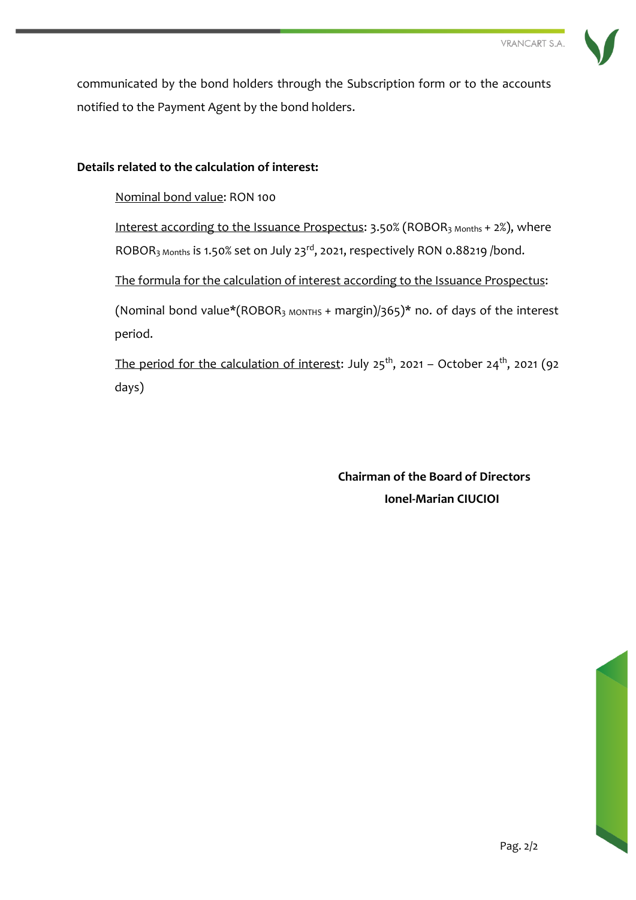communicated by the bond holders through the Subscription form or to the accounts notified to the Payment Agent by the bond holders.

**Details related to the calculation of interest:**

Nominal bond value: RON 100

Interest according to the Issuance Prospectus: 3.50% ($ROBOR_{3\ Months}$ + 2%), where $ROBOR_{3\ Months}$ is 1.50% set on July 23rd, 2021, respectively RON 0.88219 /bond.

The formula for the calculation of interest according to the Issuance Prospectus:

(Nominal bond value*($ROBOR_{3\ MONTHS}$ + margin)/365)* no. of days of the interest period.

The period for the calculation of interest: July 25th, 2021 – October 24th, 2021 (92 days)

**Chairman of the Board of Directors**
**Ionel-Marian CIUCIOI**